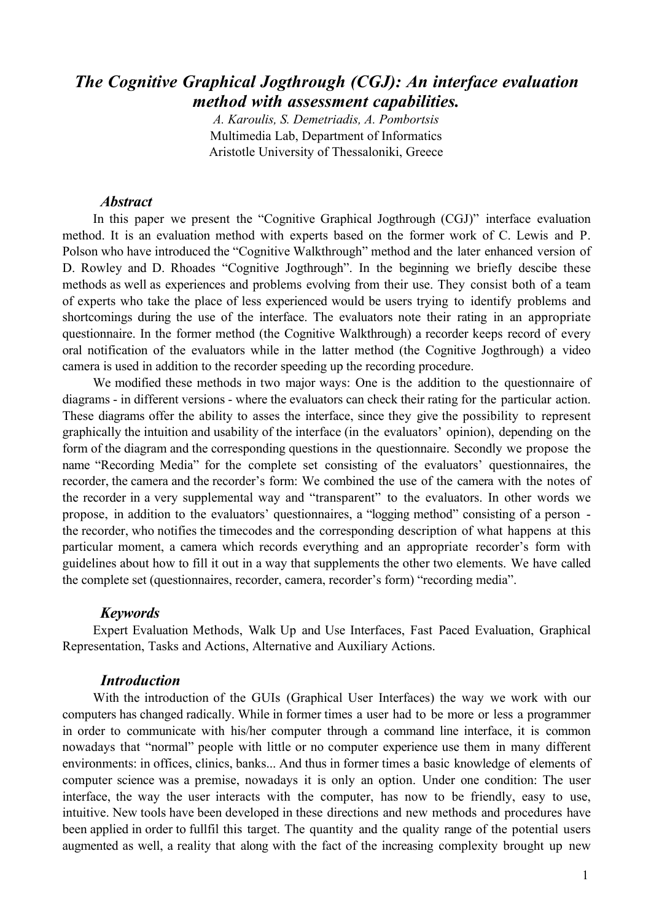# *The Cognitive Graphical Jogthrough (CGJ): An interface evaluation method with assessment capabilities.*

*A. Karoulis, S. Demetriadis, A. Pombortsis*
Multimedia Lab, Department of Informatics
Aristotle University of Thessaloniki, Greece

## *Abstract*

In this paper we present the "Cognitive Graphical Jogthrough (CGJ)" interface evaluation method. It is an evaluation method with experts based on the former work of C. Lewis and P. Polson who have introduced the "Cognitive Walkthrough" method and the later enhanced version of D. Rowley and D. Rhoades "Cognitive Jogthrough". In the beginning we briefly descibe these methods as well as experiences and problems evolving from their use. They consist both of a team of experts who take the place of less experienced would be users trying to identify problems and shortcomings during the use of the interface. The evaluators note their rating in an appropriate questionnaire. In the former method (the Cognitive Walkthrough) a recorder keeps record of every oral notification of the evaluators while in the latter method (the Cognitive Jogthrough) a video camera is used in addition to the recorder speeding up the recording procedure.

We modified these methods in two major ways: One is the addition to the questionnaire of diagrams - in different versions - where the evaluators can check their rating for the particular action. These diagrams offer the ability to asses the interface, since they give the possibility to represent graphically the intuition and usability of the interface (in the evaluators' opinion), depending on the form of the diagram and the corresponding questions in the questionnaire. Secondly we propose the name "Recording Media" for the complete set consisting of the evaluators' questionnaires, the recorder, the camera and the recorder's form: We combined the use of the camera with the notes of the recorder in a very supplemental way and "transparent" to the evaluators. In other words we propose, in addition to the evaluators' questionnaires, a "logging method" consisting of a person - the recorder, who notifies the timecodes and the corresponding description of what happens at this particular moment, a camera which records everything and an appropriate recorder's form with guidelines about how to fill it out in a way that supplements the other two elements. We have called the complete set (questionnaires, recorder, camera, recorder's form) "recording media".

## *Keywords*

Expert Evaluation Methods, Walk Up and Use Interfaces, Fast Paced Evaluation, Graphical Representation, Tasks and Actions, Alternative and Auxiliary Actions.

## *Introduction*

With the introduction of the GUIs (Graphical User Interfaces) the way we work with our computers has changed radically. While in former times a user had to be more or less a programmer in order to communicate with his/her computer through a command line interface, it is common nowadays that "normal" people with little or no computer experience use them in many different environments: in offices, clinics, banks... And thus in former times a basic knowledge of elements of computer science was a premise, nowadays it is only an option. Under one condition: The user interface, the way the user interacts with the computer, has now to be friendly, easy to use, intuitive. New tools have been developed in these directions and new methods and procedures have been applied in order to fullfil this target. The quantity and the quality range of the potential users augmented as well, a reality that along with the fact of the increasing complexity brought up new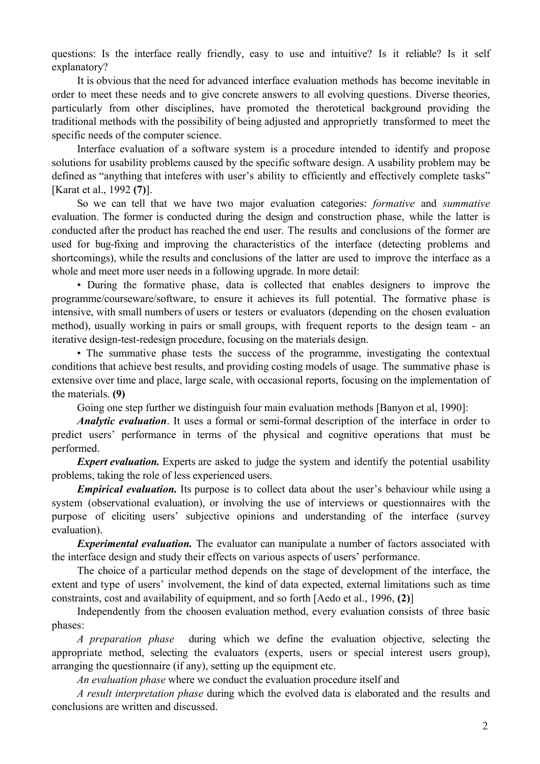questions: Is the interface really friendly, easy to use and intuitive? Is it reliable? Is it self explanatory?

It is obvious that the need for advanced interface evaluation methods has become inevitable in order to meet these needs and to give concrete answers to all evolving questions. Diverse theories, particularly from other disciplines, have promoted the therotetical background providing the traditional methods with the possibility of being adjusted and appropriety transformed to meet the specific needs of the computer science.

Interface evaluation of a software system is a procedure intended to identify and propose solutions for usability problems caused by the specific software design. A usability problem may be defined as "anything that inteferes with user's ability to efficiently and effectively complete tasks" [Karat et al., 1992 **(7)**].

So we can tell that we have two major evaluation categories: *formative* and *summative* evaluation. The former is conducted during the design and construction phase, while the latter is conducted after the product has reached the end user. The results and conclusions of the former are used for bug-fixing and improving the characteristics of the interface (detecting problems and shortcomings), while the results and conclusions of the latter are used to improve the interface as a whole and meet more user needs in a following upgrade. In more detail:

• During the formative phase, data is collected that enables designers to improve the programme/courseware/software, to ensure it achieves its full potential. The formative phase is intensive, with small numbers of users or testers or evaluators (depending on the chosen evaluation method), usually working in pairs or small groups, with frequent reports to the design team - an iterative design-test-redesign procedure, focusing on the materials design.

• The summative phase tests the success of the programme, investigating the contextual conditions that achieve best results, and providing costing models of usage. The summative phase is extensive over time and place, large scale, with occasional reports, focusing on the implementation of the materials. **(9)**

Going one step further we distinguish four main evaluation methods [Banyon et al, 1990]:

***Analytic evaluation***. It uses a formal or semi-formal description of the interface in order to predict users' performance in terms of the physical and cognitive operations that must be performed.

***Expert evaluation.*** Experts are asked to judge the system and identify the potential usability problems, taking the role of less experienced users.

***Empirical evaluation.*** Its purpose is to collect data about the user's behaviour while using a system (observational evaluation), or involving the use of interviews or questionnaires with the purpose of eliciting users' subjective opinions and understanding of the interface (survey evaluation).

***Experimental evaluation.*** The evaluator can manipulate a number of factors associated with the interface design and study their effects on various aspects of users' performance.

The choice of a particular method depends on the stage of development of the interface, the extent and type of users' involvement, the kind of data expected, external limitations such as time constraints, cost and availability of equipment, and so forth [Aedo et al., 1996, **(2)**]

Independently from the choosen evaluation method, every evaluation consists of three basic phases:

*A preparation phase* during which we define the evaluation objective, selecting the appropriate method, selecting the evaluators (experts, users or special interest users group), arranging the questionnaire (if any), setting up the equipment etc.

*An evaluation phase* where we conduct the evaluation procedure itself and

*A result interpretation phase* during which the evolved data is elaborated and the results and conclusions are written and discussed.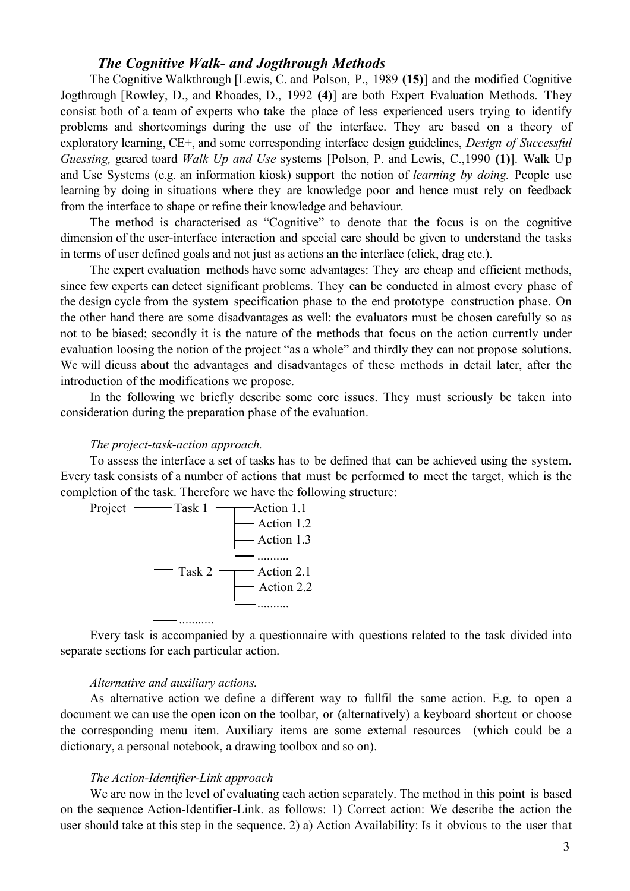### *The Cognitive Walk- and Jogthrough Methods*

The Cognitive Walkthrough [Lewis, C. and Polson, P., 1989 **(15)**] and the modified Cognitive Jogthrough [Rowley, D., and Rhoades, D., 1992 **(4)**] are both Expert Evaluation Methods. They consist both of a team of experts who take the place of less experienced users trying to identify problems and shortcomings during the use of the interface. They are based on a theory of exploratory learning, CE+, and some corresponding interface design guidelines, *Design of Successful Guessing,* geared toard *Walk Up and Use* systems [Polson, P. and Lewis, C.,1990 **(1)**]. Walk Up and Use Systems (e.g. an information kiosk) support the notion of *learning by doing.* People use learning by doing in situations where they are knowledge poor and hence must rely on feedback from the interface to shape or refine their knowledge and behaviour.

The method is characterised as "Cognitive" to denote that the focus is on the cognitive dimension of the user-interface interaction and special care should be given to understand the tasks in terms of user defined goals and not just as actions an the interface (click, drag etc.).

The expert evaluation methods have some advantages: They are cheap and efficient methods, since few experts can detect significant problems. They can be conducted in almost every phase of the design cycle from the system specification phase to the end prototype construction phase. On the other hand there are some disadvantages as well: the evaluators must be chosen carefully so as not to be biased; secondly it is the nature of the methods that focus on the action currently under evaluation loosing the notion of the project "as a whole" and thirdly they can not propose solutions. We will dicuss about the advantages and disadvantages of these methods in detail later, after the introduction of the modifications we propose.

In the following we briefly describe some core issues. They must seriously be taken into consideration during the preparation phase of the evaluation.

*The project-task-action approach.*

To assess the interface a set of tasks has to be defined that can be achieved using the system. Every task consists of a number of actions that must be performed to meet the target, which is the completion of the task. Therefore we have the following structure:

```
Project ──┬── Task 1 ──┬── Action 1.1
          │            ├── Action 1.2
          │            ├── Action 1.3
          │            └── ..........
          ├── Task 2 ──┬── Action 2.1
          │            ├── Action 2.2
          │            └── ..........
          └── ...........
```

Every task is accompanied by a questionnaire with questions related to the task divided into separate sections for each particular action.

*Alternative and auxiliary actions.*

As alternative action we define a different way to fullfil the same action. E.g. to open a document we can use the open icon on the toolbar, or (alternatively) a keyboard shortcut or choose the corresponding menu item. Auxiliary items are some external resources (which could be a dictionary, a personal notebook, a drawing toolbox and so on).

*The Action-Identifier-Link approach*

We are now in the level of evaluating each action separately. The method in this point is based on the sequence Action-Identifier-Link. as follows: 1) Correct action: We describe the action the user should take at this step in the sequence. 2) a) Action Availability: Is it obvious to the user that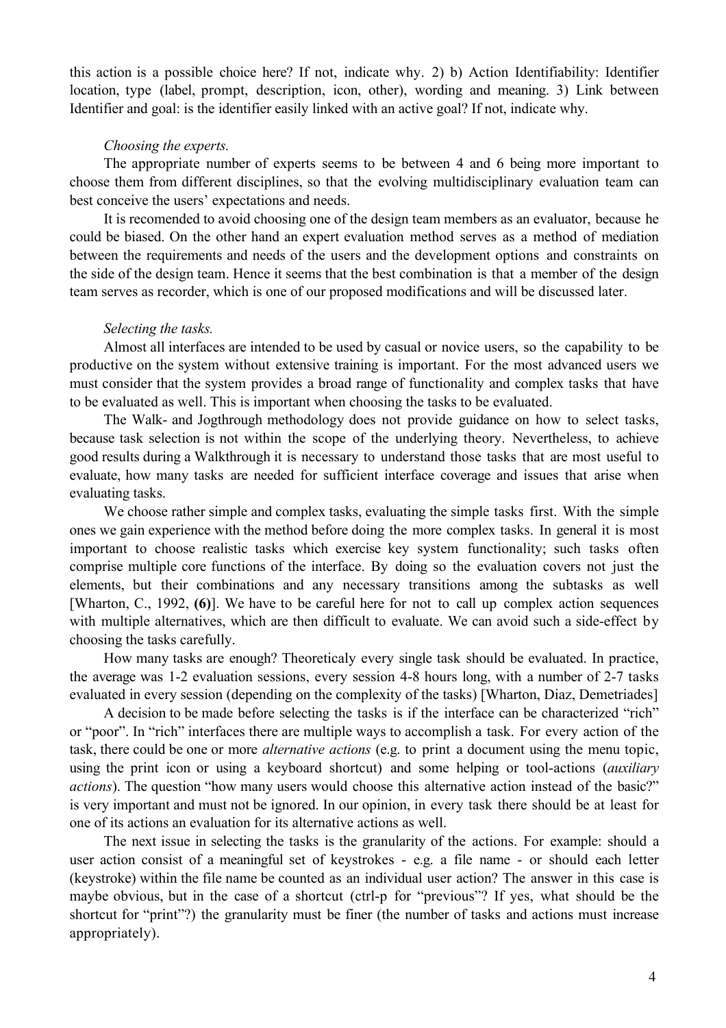this action is a possible choice here? If not, indicate why. 2) b) Action Identifiability: Identifier location, type (label, prompt, description, icon, other), wording and meaning. 3) Link between Identifier and goal: is the identifier easily linked with an active goal? If not, indicate why.

*Choosing the experts.*

The appropriate number of experts seems to be between 4 and 6 being more important to choose them from different disciplines, so that the evolving multidisciplinary evaluation team can best conceive the users' expectations and needs.

It is recomended to avoid choosing one of the design team members as an evaluator, because he could be biased. On the other hand an expert evaluation method serves as a method of mediation between the requirements and needs of the users and the development options and constraints on the side of the design team. Hence it seems that the best combination is that a member of the design team serves as recorder, which is one of our proposed modifications and will be discussed later.

*Selecting the tasks.*

Almost all interfaces are intended to be used by casual or novice users, so the capability to be productive on the system without extensive training is important. For the most advanced users we must consider that the system provides a broad range of functionality and complex tasks that have to be evaluated as well. This is important when choosing the tasks to be evaluated.

The Walk- and Jogthrough methodology does not provide guidance on how to select tasks, because task selection is not within the scope of the underlying theory. Nevertheless, to achieve good results during a Walkthrough it is necessary to understand those tasks that are most useful to evaluate, how many tasks are needed for sufficient interface coverage and issues that arise when evaluating tasks.

We choose rather simple and complex tasks, evaluating the simple tasks first. With the simple ones we gain experience with the method before doing the more complex tasks. In general it is most important to choose realistic tasks which exercise key system functionality; such tasks often comprise multiple core functions of the interface. By doing so the evaluation covers not just the elements, but their combinations and any necessary transitions among the subtasks as well [Wharton, C., 1992, **(6)**]. We have to be careful here for not to call up complex action sequences with multiple alternatives, which are then difficult to evaluate. We can avoid such a side-effect by choosing the tasks carefully.

How many tasks are enough? Theoreticaly every single task should be evaluated. In practice, the average was 1-2 evaluation sessions, every session 4-8 hours long, with a number of 2-7 tasks evaluated in every session (depending on the complexity of the tasks) [Wharton, Diaz, Demetriades]

A decision to be made before selecting the tasks is if the interface can be characterized "rich" or "poor". In "rich" interfaces there are multiple ways to accomplish a task. For every action of the task, there could be one or more *alternative actions* (e.g. to print a document using the menu topic, using the print icon or using a keyboard shortcut) and some helping or tool-actions (*auxiliary actions*). The question "how many users would choose this alternative action instead of the basic?" is very important and must not be ignored. In our opinion, in every task there should be at least for one of its actions an evaluation for its alternative actions as well.

The next issue in selecting the tasks is the granularity of the actions. For example: should a user action consist of a meaningful set of keystrokes - e.g. a file name - or should each letter (keystroke) within the file name be counted as an individual user action? The answer in this case is maybe obvious, but in the case of a shortcut (ctrl-p for "previous"? If yes, what should be the shortcut for "print"?) the granularity must be finer (the number of tasks and actions must increase appropriately).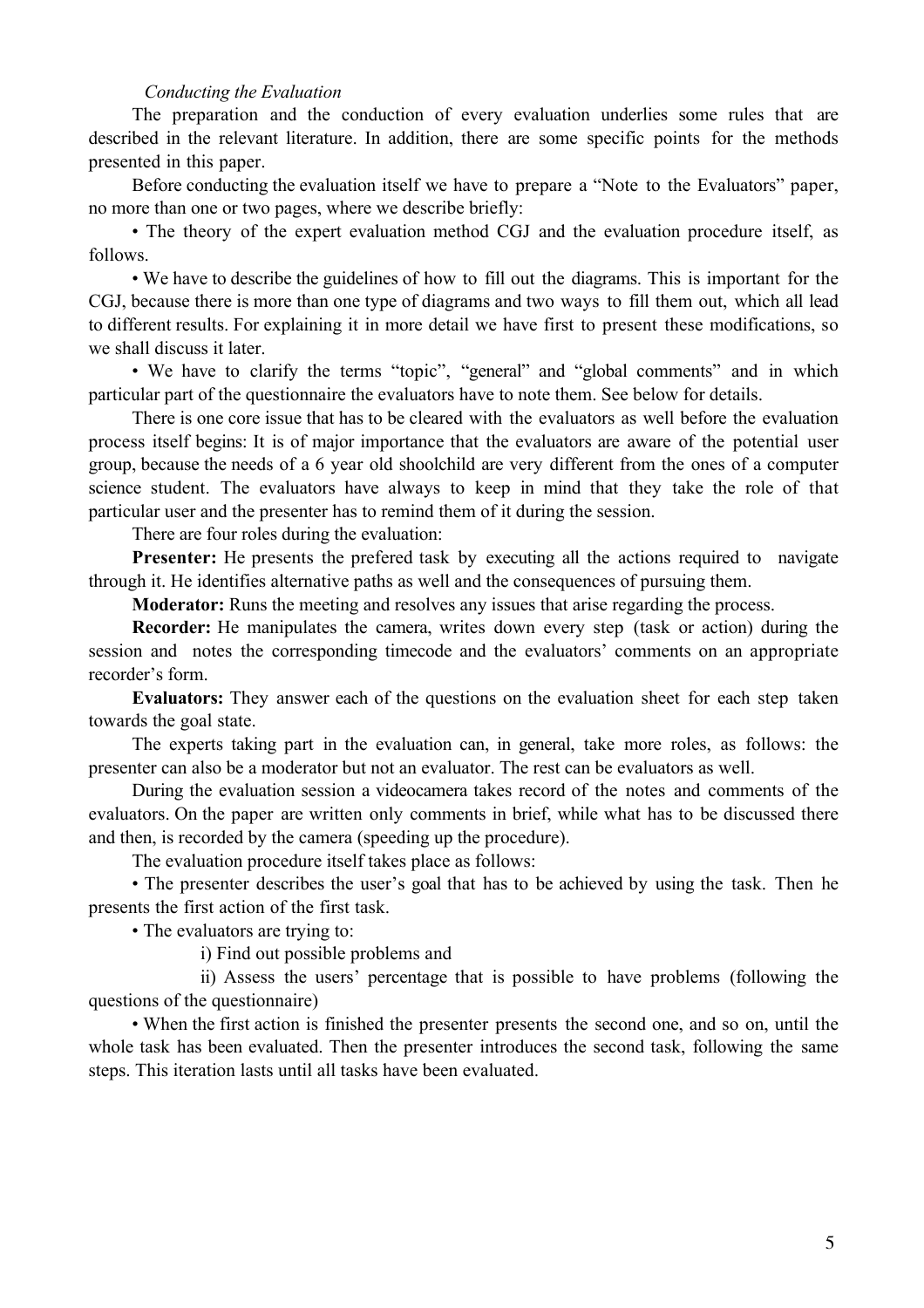*Conducting the Evaluation*

The preparation and the conduction of every evaluation underlies some rules that are described in the relevant literature. In addition, there are some specific points for the methods presented in this paper.

Before conducting the evaluation itself we have to prepare a "Note to the Evaluators" paper, no more than one or two pages, where we describe briefly:

• The theory of the expert evaluation method CGJ and the evaluation procedure itself, as follows.

• We have to describe the guidelines of how to fill out the diagrams. This is important for the CGJ, because there is more than one type of diagrams and two ways to fill them out, which all lead to different results. For explaining it in more detail we have first to present these modifications, so we shall discuss it later.

• We have to clarify the terms "topic", "general" and "global comments" and in which particular part of the questionnaire the evaluators have to note them. See below for details.

There is one core issue that has to be cleared with the evaluators as well before the evaluation process itself begins: It is of major importance that the evaluators are aware of the potential user group, because the needs of a 6 year old shoolchild are very different from the ones of a computer science student. The evaluators have always to keep in mind that they take the role of that particular user and the presenter has to remind them of it during the session.

There are four roles during the evaluation:

**Presenter:** He presents the prefered task by executing all the actions required to navigate through it. He identifies alternative paths as well and the consequences of pursuing them.

**Moderator:** Runs the meeting and resolves any issues that arise regarding the process.

**Recorder:** He manipulates the camera, writes down every step (task or action) during the session and notes the corresponding timecode and the evaluators' comments on an appropriate recorder's form.

**Evaluators:** They answer each of the questions on the evaluation sheet for each step taken towards the goal state.

The experts taking part in the evaluation can, in general, take more roles, as follows: the presenter can also be a moderator but not an evaluator. The rest can be evaluators as well.

During the evaluation session a videocamera takes record of the notes and comments of the evaluators. On the paper are written only comments in brief, while what has to be discussed there and then, is recorded by the camera (speeding up the procedure).

The evaluation procedure itself takes place as follows:

• The presenter describes the user's goal that has to be achieved by using the task. Then he presents the first action of the first task.

• The evaluators are trying to:

i) Find out possible problems and

ii) Assess the users' percentage that is possible to have problems (following the questions of the questionnaire)

• When the first action is finished the presenter presents the second one, and so on, until the whole task has been evaluated. Then the presenter introduces the second task, following the same steps. This iteration lasts until all tasks have been evaluated.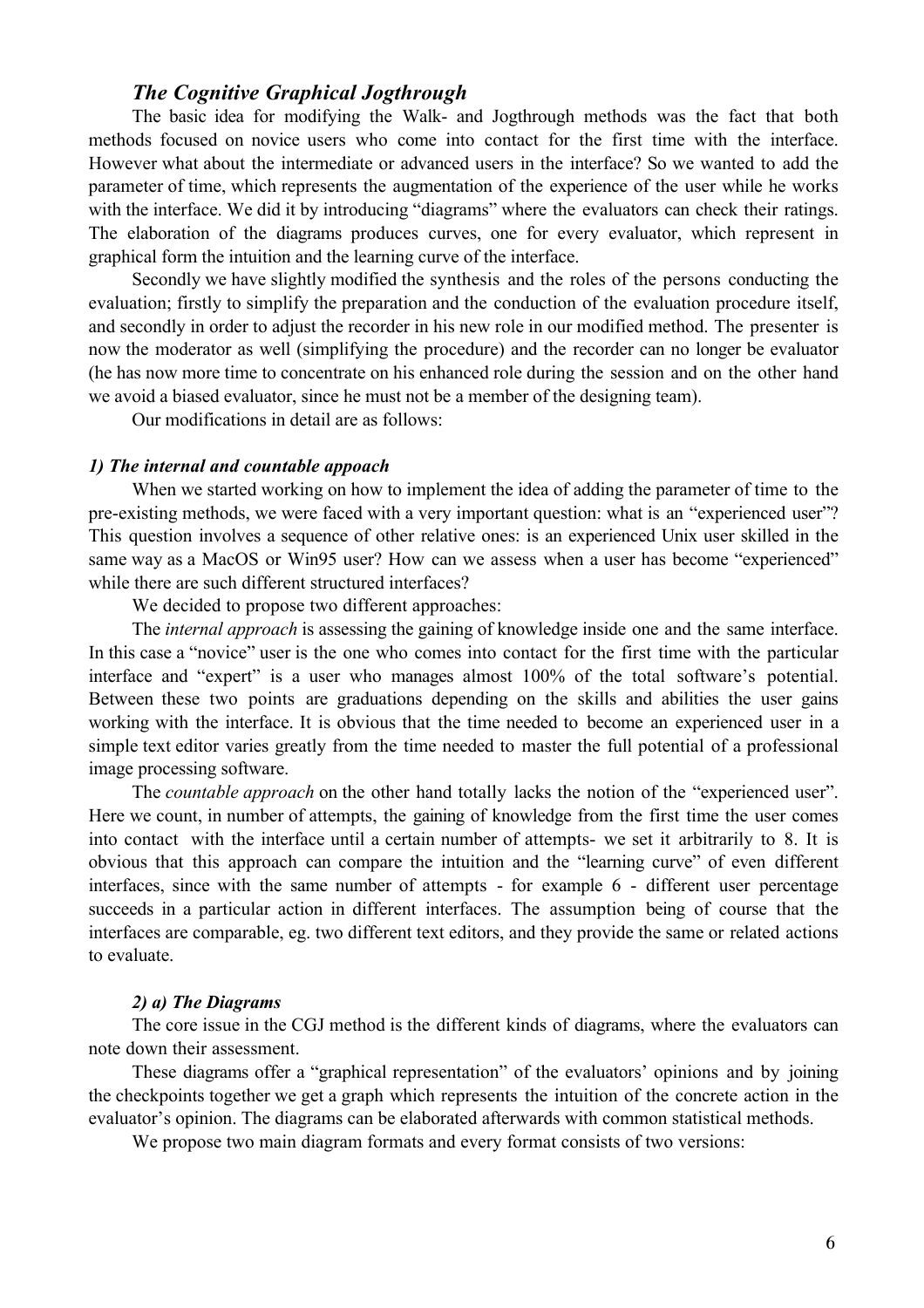### *The Cognitive Graphical Jogthrough*

The basic idea for modifying the Walk- and Jogthrough methods was the fact that both methods focused on novice users who come into contact for the first time with the interface. However what about the intermediate or advanced users in the interface? So we wanted to add the parameter of time, which represents the augmentation of the experience of the user while he works with the interface. We did it by introducing "diagrams" where the evaluators can check their ratings. The elaboration of the diagrams produces curves, one for every evaluator, which represent in graphical form the intuition and the learning curve of the interface.

Secondly we have slightly modified the synthesis and the roles of the persons conducting the evaluation; firstly to simplify the preparation and the conduction of the evaluation procedure itself, and secondly in order to adjust the recorder in his new role in our modified method. The presenter is now the moderator as well (simplifying the procedure) and the recorder can no longer be evaluator (he has now more time to concentrate on his enhanced role during the session and on the other hand we avoid a biased evaluator, since he must not be a member of the designing team).

Our modifications in detail are as follows:

#### *1) The internal and countable appoach*

When we started working on how to implement the idea of adding the parameter of time to the pre-existing methods, we were faced with a very important question: what is an "experienced user"? This question involves a sequence of other relative ones: is an experienced Unix user skilled in the same way as a MacOS or Win95 user? How can we assess when a user has become "experienced" while there are such different structured interfaces?

We decided to propose two different approaches:

The *internal approach* is assessing the gaining of knowledge inside one and the same interface. In this case a "novice" user is the one who comes into contact for the first time with the particular interface and "expert" is a user who manages almost 100% of the total software's potential. Between these two points are graduations depending on the skills and abilities the user gains working with the interface. It is obvious that the time needed to become an experienced user in a simple text editor varies greatly from the time needed to master the full potential of a professional image processing software.

The *countable approach* on the other hand totally lacks the notion of the "experienced user". Here we count, in number of attempts, the gaining of knowledge from the first time the user comes into contact with the interface until a certain number of attempts- we set it arbitrarily to 8. It is obvious that this approach can compare the intuition and the "learning curve" of even different interfaces, since with the same number of attempts - for example 6 - different user percentage succeeds in a particular action in different interfaces. The assumption being of course that the interfaces are comparable, eg. two different text editors, and they provide the same or related actions to evaluate.

#### *2) a) The Diagrams*

The core issue in the CGJ method is the different kinds of diagrams, where the evaluators can note down their assessment.

These diagrams offer a "graphical representation" of the evaluators' opinions and by joining the checkpoints together we get a graph which represents the intuition of the concrete action in the evaluator's opinion. The diagrams can be elaborated afterwards with common statistical methods.

We propose two main diagram formats and every format consists of two versions: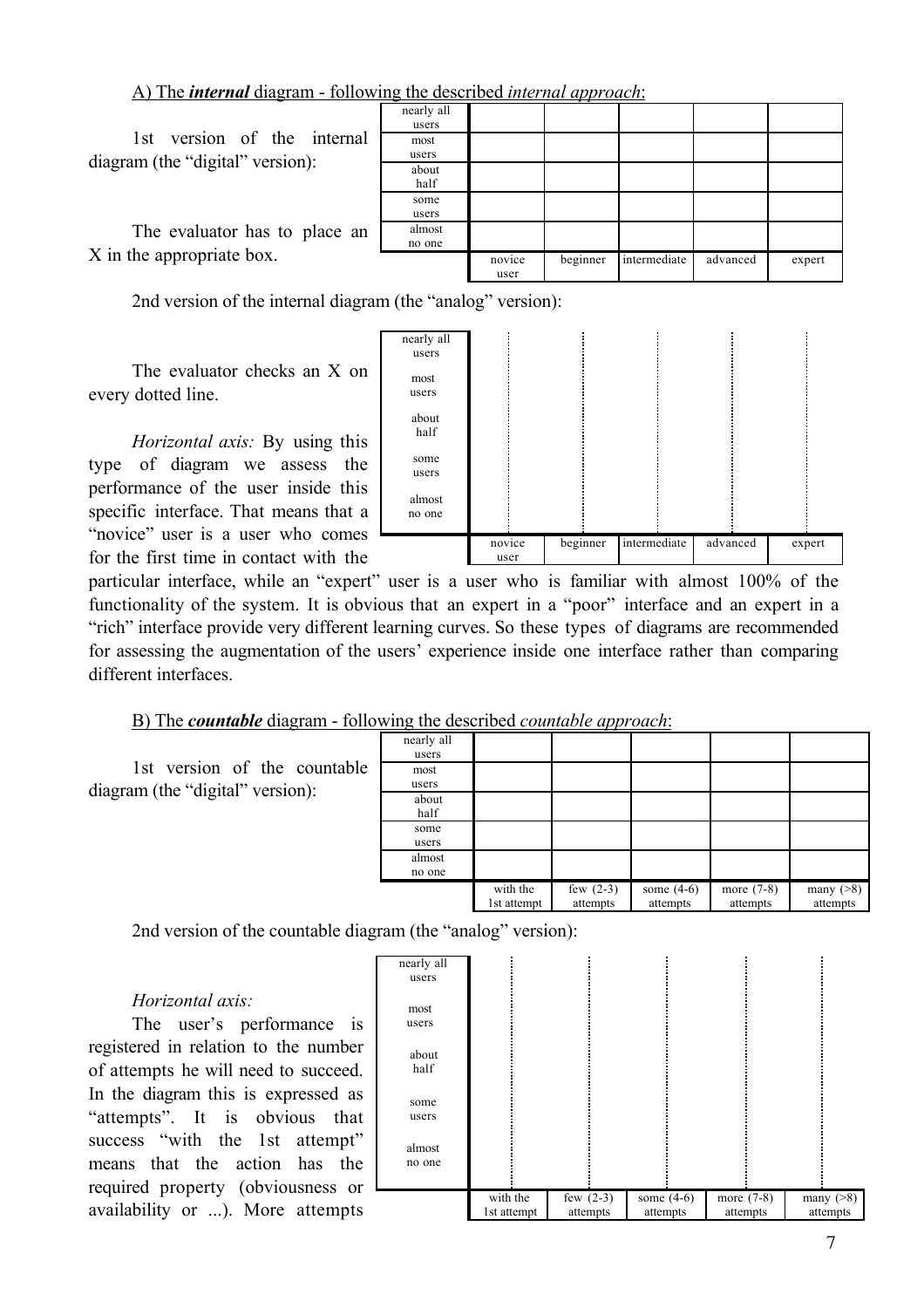A) The ***internal*** diagram - following the described *internal approach*:

1st version of the internal diagram (the "digital" version):

The evaluator has to place an X in the appropriate box.

| | | | | | |
|---|---|---|---|---|---|
| nearly all users | | | | | |
| most users | | | | | |
| about half | | | | | |
| some users | | | | | |
| almost no one | | | | | |
| | novice user | beginner | intermediate | advanced | expert |

2nd version of the internal diagram (the "analog" version):

The evaluator checks an X on every dotted line.

| | | | | | |
|---|---|---|---|---|---|
| nearly all users | | | | | |
| most users | | | | | |
| about half | | | | | |
| some users | | | | | |
| almost no one | | | | | |
| | novice user | beginner | intermediate | advanced | expert |

*Horizontal axis:* By using this type of diagram we assess the performance of the user inside this specific interface. That means that a "novice" user is a user who comes for the first time in contact with the particular interface, while an "expert" user is a user who is familiar with almost 100% of the functionality of the system. It is obvious that an expert in a "poor" interface and an expert in a "rich" interface provide very different learning curves. So these types of diagrams are recommended for assessing the augmentation of the users' experience inside one interface rather than comparing different interfaces.

B) The ***countable*** diagram - following the described *countable approach*:

1st version of the countable diagram (the "digital" version):

| | | | | | |
|---|---|---|---|---|---|
| nearly all users | | | | | |
| most users | | | | | |
| about half | | | | | |
| some users | | | | | |
| almost no one | | | | | |
| | with the 1st attempt | few (2-3) attempts | some (4-6) attempts | more (7-8) attempts | many (>8) attempts |

2nd version of the countable diagram (the "analog" version):

| | | | | | |
|---|---|---|---|---|---|
| nearly all users | | | | | |
| most users | | | | | |
| about half | | | | | |
| some users | | | | | |
| almost no one | | | | | |
| | with the 1st attempt | few (2-3) attempts | some (4-6) attempts | more (7-8) attempts | many (>8) attempts |

*Horizontal axis:*

The user's performance is registered in relation to the number of attempts he will need to succeed. In the diagram this is expressed as "attempts". It is obvious that success "with the 1st attempt" means that the action has the required property (obviousness or availability or ...). More attempts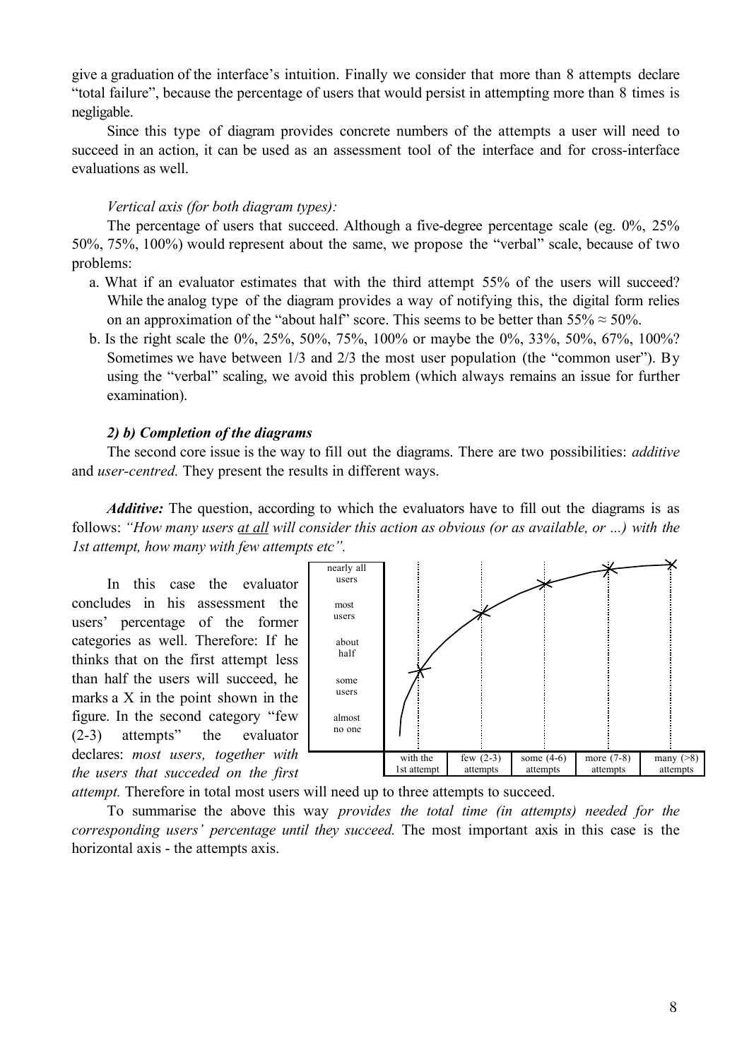give a graduation of the interface's intuition. Finally we consider that more than 8 attempts declare "total failure", because the percentage of users that would persist in attempting more than 8 times is negligable.

Since this type of diagram provides concrete numbers of the attempts a user will need to succeed in an action, it can be used as an assessment tool of the interface and for cross-interface evaluations as well.

*Vertical axis (for both diagram types):*

The percentage of users that succeed. Although a five-degree percentage scale (eg. 0%, 25% 50%, 75%, 100%) would represent about the same, we propose the "verbal" scale, because of two problems:

a. What if an evaluator estimates that with the third attempt 55% of the users will succeed? While the analog type of the diagram provides a way of notifying this, the digital form relies on an approximation of the "about half" score. This seems to be better than 55% ≈ 50%.
b. Is the right scale the 0%, 25%, 50%, 75%, 100% or maybe the 0%, 33%, 50%, 67%, 100%? Sometimes we have between 1/3 and 2/3 the most user population (the "common user"). By using the "verbal" scaling, we avoid this problem (which always remains an issue for further examination).

***2) b) Completion of the diagrams***

The second core issue is the way to fill out the diagrams. There are two possibilities: *additive* and *user-centred.* They present the results in different ways.

***Additive:*** The question, according to which the evaluators have to fill out the diagrams is as follows: *"How many users at all will consider this action as obvious (or as available, or ...) with the 1st attempt, how many with few attempts etc".*

In this case the evaluator concludes in his assessment the users' percentage of the former categories as well. Therefore: If he thinks that on the first attempt less than half the users will succeed, he marks a X in the point shown in the figure. In the second category "few (2-3) attempts" the evaluator declares: *most users, together with the users that succeded on the first attempt.* Therefore in total most users will need up to three attempts to succeed.

nearly all users | most users | about half | some users | almost no one

with the 1st attempt | few (2-3) attempts | some (4-6) attempts | more (7-8) attempts | many (>8) attempts

To summarise the above this way *provides the total time (in attempts) needed for the corresponding users' percentage until they succeed.* The most important axis in this case is the horizontal axis - the attempts axis.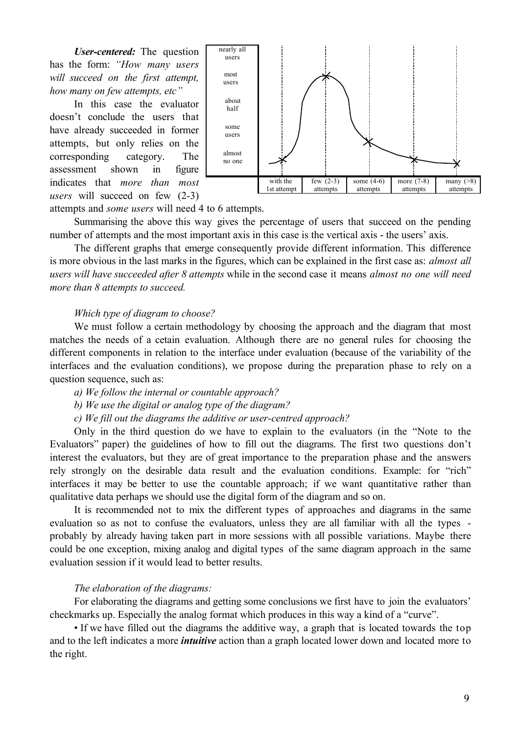***User-centered:*** The question has the form: *"How many users will succeed on the first attempt, how many on few attempts, etc"*

In this case the evaluator doesn't conclude the users that have already succeeded in former attempts, but only relies on the corresponding category. The assessment shown in figure indicates that *more than most users* will succeed on few (2-3) attempts and *some users* will need 4 to 6 attempts.

Summarising the above this way gives the percentage of users that succeed on the pending number of attempts and the most important axis in this case is the vertical axis - the users' axis.

The different graphs that emerge consequently provide different information. This difference is more obvious in the last marks in the figures, which can be explained in the first case as: *almost all users will have succeeded after 8 attempts* while in the second case it means *almost no one will need more than 8 attempts to succeed.*

*Which type of diagram to choose?*

We must follow a certain methodology by choosing the approach and the diagram that most matches the needs of a cetain evaluation. Although there are no general rules for choosing the different components in relation to the interface under evaluation (because of the variability of the interfaces and the evaluation conditions), we propose during the preparation phase to rely on a question sequence, such as:

*a) We follow the internal or countable approach?*

*b) We use the digital or analog type of the diagram?*

*c) We fill out the diagrams the additive or user-centred approach?*

Only in the third question do we have to explain to the evaluators (in the "Note to the Evaluators" paper) the guidelines of how to fill out the diagrams. The first two questions don't interest the evaluators, but they are of great importance to the preparation phase and the answers rely strongly on the desirable data result and the evaluation conditions. Example: for "rich" interfaces it may be better to use the countable approach; if we want quantitative rather than qualitative data perhaps we should use the digital form of the diagram and so on.

It is recommended not to mix the different types of approaches and diagrams in the same evaluation so as not to confuse the evaluators, unless they are all familiar with all the types - probably by already having taken part in more sessions with all possible variations. Maybe there could be one exception, mixing analog and digital types of the same diagram approach in the same evaluation session if it would lead to better results.

*The elaboration of the diagrams:*

For elaborating the diagrams and getting some conclusions we first have to join the evaluators' checkmarks up. Especially the analog format which produces in this way a kind of a "curve".

• If we have filled out the diagrams the additive way, a graph that is located towards the top and to the left indicates a more ***intuitive*** action than a graph located lower down and located more to the right.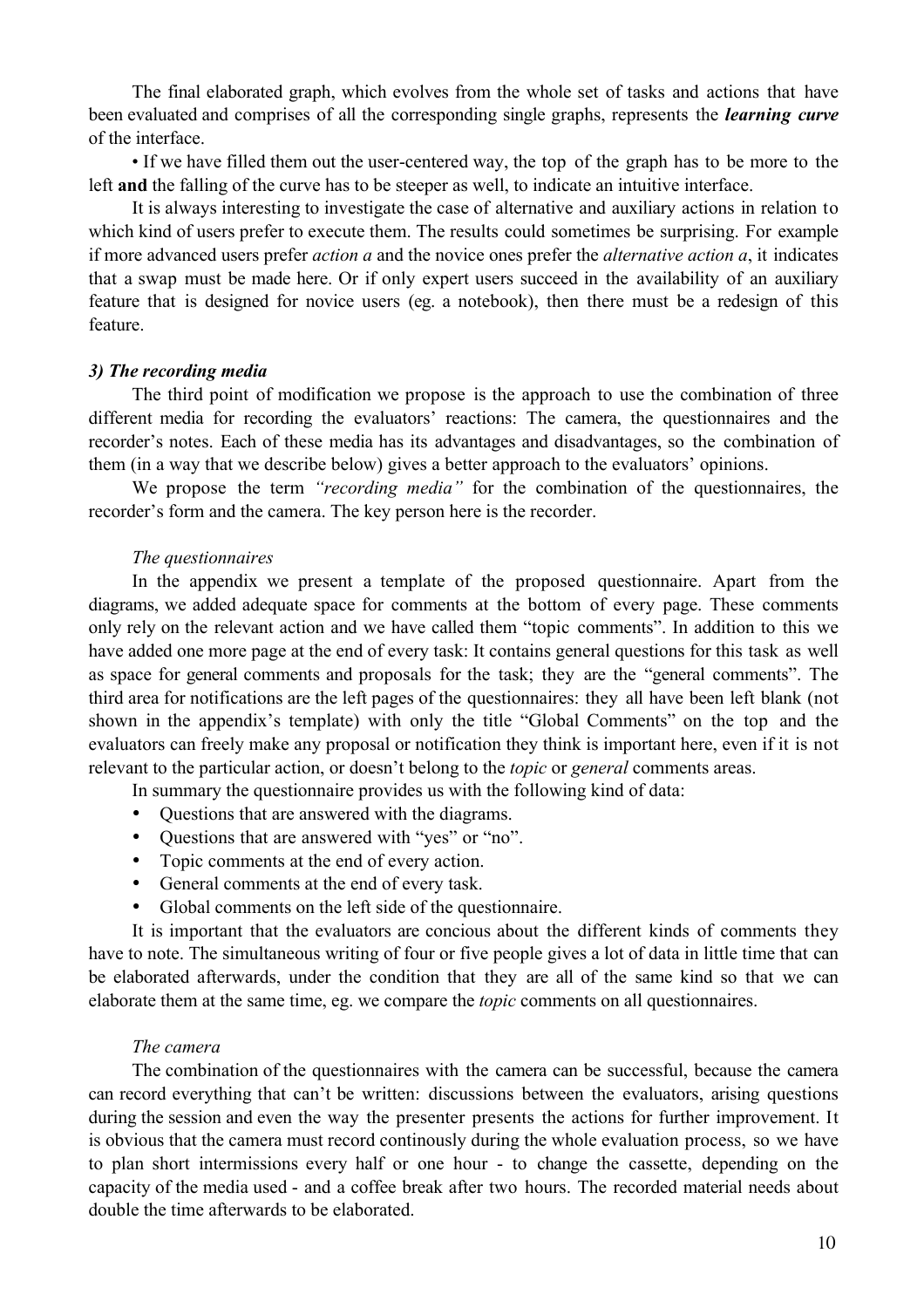The final elaborated graph, which evolves from the whole set of tasks and actions that have been evaluated and comprises of all the corresponding single graphs, represents the ***learning curve*** of the interface.

• If we have filled them out the user-centered way, the top of the graph has to be more to the left **and** the falling of the curve has to be steeper as well, to indicate an intuitive interface.

It is always interesting to investigate the case of alternative and auxiliary actions in relation to which kind of users prefer to execute them. The results could sometimes be surprising. For example if more advanced users prefer *action a* and the novice ones prefer the *alternative action a*, it indicates that a swap must be made here. Or if only expert users succeed in the availability of an auxiliary feature that is designed for novice users (eg. a notebook), then there must be a redesign of this feature.

### *3) The recording media*

The third point of modification we propose is the approach to use the combination of three different media for recording the evaluators' reactions: The camera, the questionnaires and the recorder's notes. Each of these media has its advantages and disadvantages, so the combination of them (in a way that we describe below) gives a better approach to the evaluators' opinions.

We propose the term *"recording media"* for the combination of the questionnaires, the recorder's form and the camera. The key person here is the recorder.

#### *The questionnaires*

In the appendix we present a template of the proposed questionnaire. Apart from the diagrams, we added adequate space for comments at the bottom of every page. These comments only rely on the relevant action and we have called them "topic comments". In addition to this we have added one more page at the end of every task: It contains general questions for this task as well as space for general comments and proposals for the task; they are the "general comments". The third area for notifications are the left pages of the questionnaires: they all have been left blank (not shown in the appendix's template) with only the title "Global Comments" on the top and the evaluators can freely make any proposal or notification they think is important here, even if it is not relevant to the particular action, or doesn't belong to the *topic* or *general* comments areas.

In summary the questionnaire provides us with the following kind of data:

- Questions that are answered with the diagrams.
- Questions that are answered with "yes" or "no".
- Topic comments at the end of every action.
- General comments at the end of every task.
- Global comments on the left side of the questionnaire.

It is important that the evaluators are concious about the different kinds of comments they have to note. The simultaneous writing of four or five people gives a lot of data in little time that can be elaborated afterwards, under the condition that they are all of the same kind so that we can elaborate them at the same time, eg. we compare the *topic* comments on all questionnaires.

#### *The camera*

The combination of the questionnaires with the camera can be successful, because the camera can record everything that can't be written: discussions between the evaluators, arising questions during the session and even the way the presenter presents the actions for further improvement. It is obvious that the camera must record continously during the whole evaluation process, so we have to plan short intermissions every half or one hour - to change the cassette, depending on the capacity of the media used - and a coffee break after two hours. The recorded material needs about double the time afterwards to be elaborated.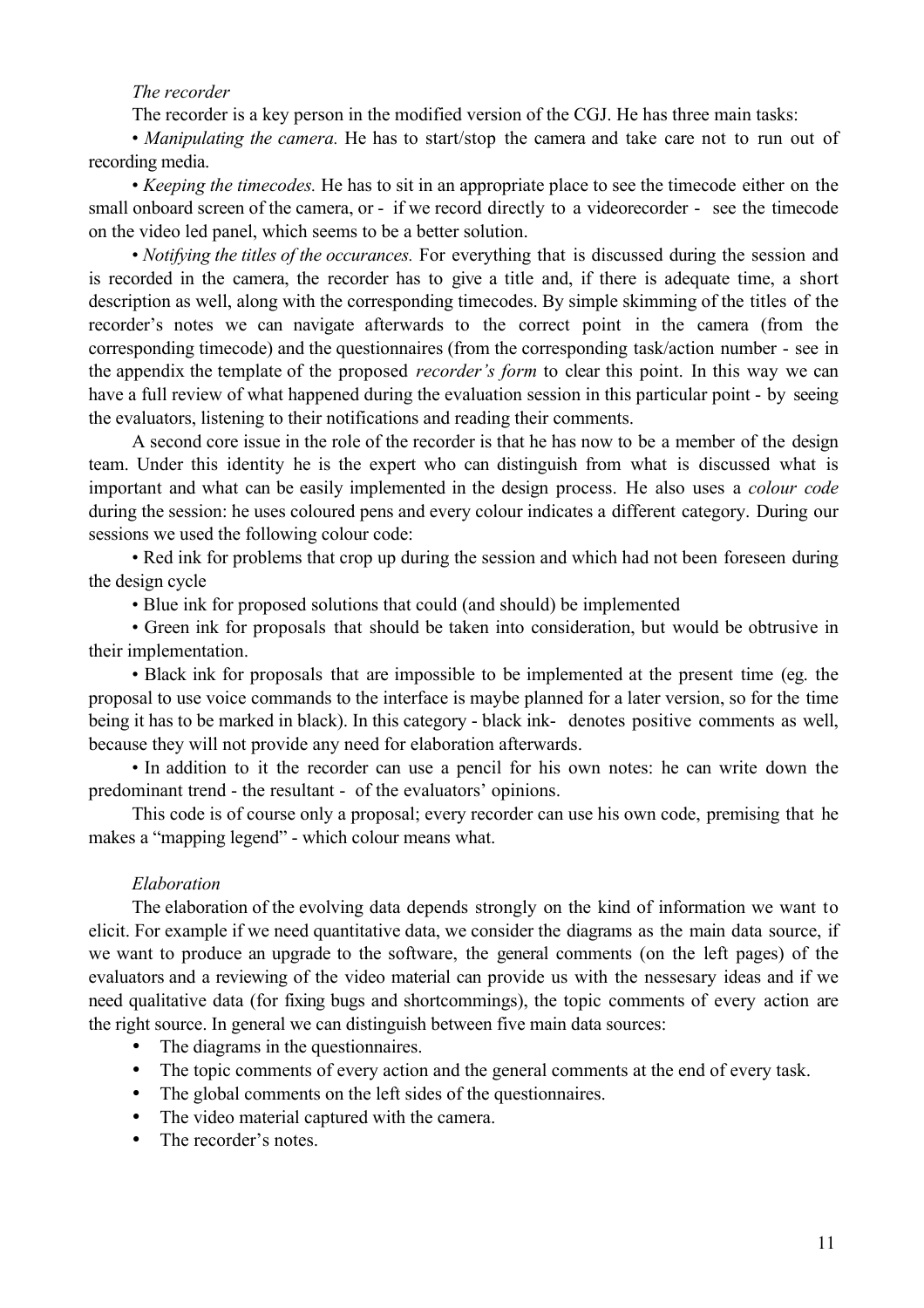*The recorder*

The recorder is a key person in the modified version of the CGJ. He has three main tasks:

• *Manipulating the camera.* He has to start/stop the camera and take care not to run out of recording media.

• *Keeping the timecodes.* He has to sit in an appropriate place to see the timecode either on the small onboard screen of the camera, or - if we record directly to a videorecorder - see the timecode on the video led panel, which seems to be a better solution.

• *Notifying the titles of the occurances.* For everything that is discussed during the session and is recorded in the camera, the recorder has to give a title and, if there is adequate time, a short description as well, along with the corresponding timecodes. By simple skimming of the titles of the recorder's notes we can navigate afterwards to the correct point in the camera (from the corresponding timecode) and the questionnaires (from the corresponding task/action number - see in the appendix the template of the proposed *recorder's form* to clear this point. In this way we can have a full review of what happened during the evaluation session in this particular point - by seeing the evaluators, listening to their notifications and reading their comments.

A second core issue in the role of the recorder is that he has now to be a member of the design team. Under this identity he is the expert who can distinguish from what is discussed what is important and what can be easily implemented in the design process. He also uses a *colour code* during the session: he uses coloured pens and every colour indicates a different category. During our sessions we used the following colour code:

• Red ink for problems that crop up during the session and which had not been foreseen during the design cycle

• Blue ink for proposed solutions that could (and should) be implemented

• Green ink for proposals that should be taken into consideration, but would be obtrusive in their implementation.

• Black ink for proposals that are impossible to be implemented at the present time (eg. the proposal to use voice commands to the interface is maybe planned for a later version, so for the time being it has to be marked in black). In this category - black ink- denotes positive comments as well, because they will not provide any need for elaboration afterwards.

• In addition to it the recorder can use a pencil for his own notes: he can write down the predominant trend - the resultant - of the evaluators' opinions.

This code is of course only a proposal; every recorder can use his own code, premising that he makes a "mapping legend" - which colour means what.

*Elaboration*

The elaboration of the evolving data depends strongly on the kind of information we want to elicit. For example if we need quantitative data, we consider the diagrams as the main data source, if we want to produce an upgrade to the software, the general comments (on the left pages) of the evaluators and a reviewing of the video material can provide us with the nessesary ideas and if we need qualitative data (for fixing bugs and shortcommings), the topic comments of every action are the right source. In general we can distinguish between five main data sources:

- The diagrams in the questionnaires.
- The topic comments of every action and the general comments at the end of every task.
- The global comments on the left sides of the questionnaires.
- The video material captured with the camera.
- The recorder's notes.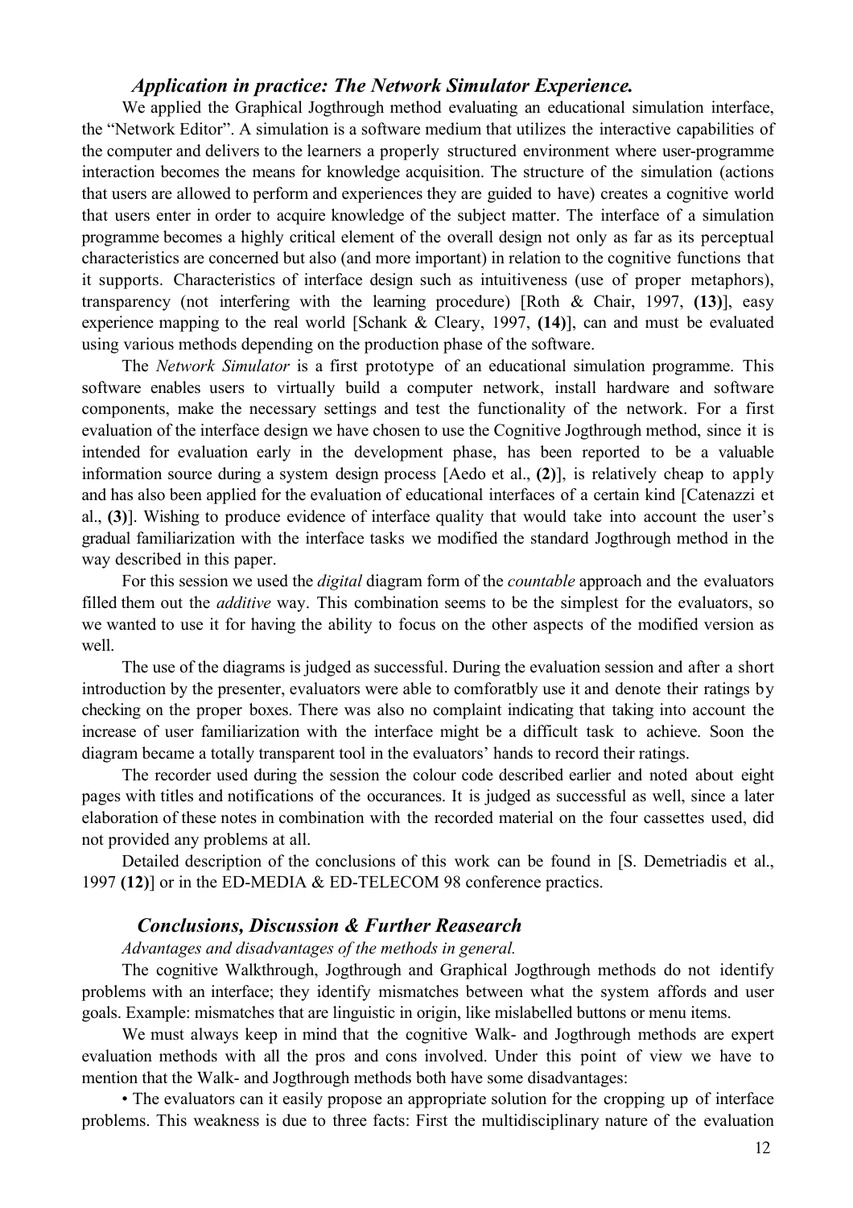### *Application in practice: The Network Simulator Experience.*

We applied the Graphical Jogthrough method evaluating an educational simulation interface, the "Network Editor". A simulation is a software medium that utilizes the interactive capabilities of the computer and delivers to the learners a properly structured environment where user-programme interaction becomes the means for knowledge acquisition. The structure of the simulation (actions that users are allowed to perform and experiences they are guided to have) creates a cognitive world that users enter in order to acquire knowledge of the subject matter. The interface of a simulation programme becomes a highly critical element of the overall design not only as far as its perceptual characteristics are concerned but also (and more important) in relation to the cognitive functions that it supports. Characteristics of interface design such as intuitiveness (use of proper metaphors), transparency (not interfering with the learning procedure) [Roth & Chair, 1997, **(13)**], easy experience mapping to the real world [Schank & Cleary, 1997, **(14)**], can and must be evaluated using various methods depending on the production phase of the software.

The *Network Simulator* is a first prototype of an educational simulation programme. This software enables users to virtually build a computer network, install hardware and software components, make the necessary settings and test the functionality of the network. For a first evaluation of the interface design we have chosen to use the Cognitive Jogthrough method, since it is intended for evaluation early in the development phase, has been reported to be a valuable information source during a system design process [Aedo et al., **(2)**], is relatively cheap to apply and has also been applied for the evaluation of educational interfaces of a certain kind [Catenazzi et al., **(3)**]. Wishing to produce evidence of interface quality that would take into account the user's gradual familiarization with the interface tasks we modified the standard Jogthrough method in the way described in this paper.

For this session we used the *digital* diagram form of the *countable* approach and the evaluators filled them out the *additive* way. This combination seems to be the simplest for the evaluators, so we wanted to use it for having the ability to focus on the other aspects of the modified version as well.

The use of the diagrams is judged as successful. During the evaluation session and after a short introduction by the presenter, evaluators were able to comforatbly use it and denote their ratings by checking on the proper boxes. There was also no complaint indicating that taking into account the increase of user familiarization with the interface might be a difficult task to achieve. Soon the diagram became a totally transparent tool in the evaluators' hands to record their ratings.

The recorder used during the session the colour code described earlier and noted about eight pages with titles and notifications of the occurances. It is judged as successful as well, since a later elaboration of these notes in combination with the recorded material on the four cassettes used, did not provided any problems at all.

Detailed description of the conclusions of this work can be found in [S. Demetriadis et al., 1997 **(12)**] or in the ED-MEDIA & ED-TELECOM 98 conference practics.

### *Conclusions, Discussion & Further Reasearch*

*Advantages and disadvantages of the methods in general.*

The cognitive Walkthrough, Jogthrough and Graphical Jogthrough methods do not identify problems with an interface; they identify mismatches between what the system affords and user goals. Example: mismatches that are linguistic in origin, like mislabelled buttons or menu items.

We must always keep in mind that the cognitive Walk- and Jogthrough methods are expert evaluation methods with all the pros and cons involved. Under this point of view we have to mention that the Walk- and Jogthrough methods both have some disadvantages:

• The evaluators can it easily propose an appropriate solution for the cropping up of interface problems. This weakness is due to three facts: First the multidisciplinary nature of the evaluation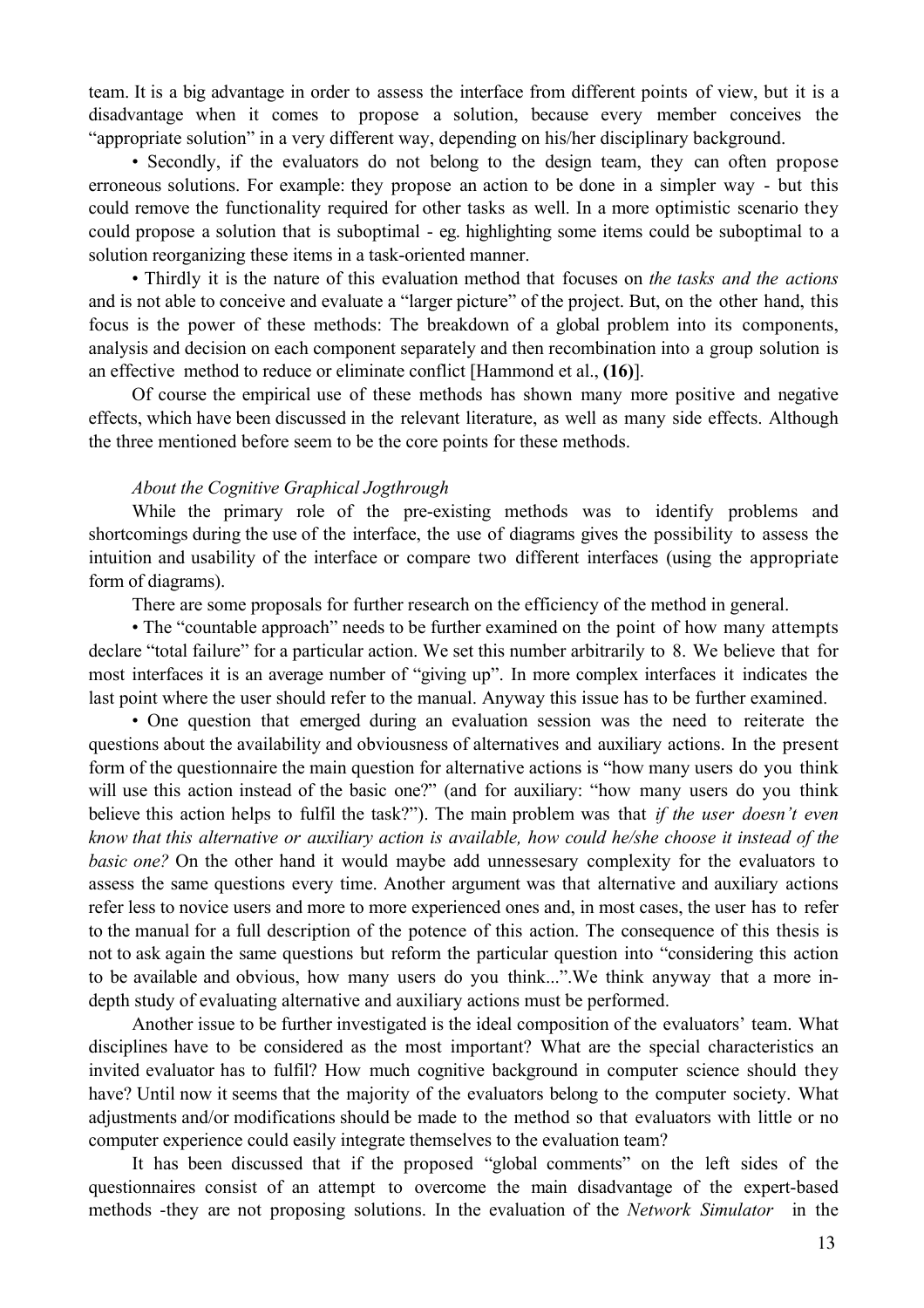team. It is a big advantage in order to assess the interface from different points of view, but it is a disadvantage when it comes to propose a solution, because every member conceives the “appropriate solution” in a very different way, depending on his/her disciplinary background.

• Secondly, if the evaluators do not belong to the design team, they can often propose erroneous solutions. For example: they propose an action to be done in a simpler way - but this could remove the functionality required for other tasks as well. In a more optimistic scenario they could propose a solution that is suboptimal - eg. highlighting some items could be suboptimal to a solution reorganizing these items in a task-oriented manner.

• Thirdly it is the nature of this evaluation method that focuses on *the tasks and the actions* and is not able to conceive and evaluate a “larger picture” of the project. But, on the other hand, this focus is the power of these methods: The breakdown of a global problem into its components, analysis and decision on each component separately and then recombination into a group solution is an effective method to reduce or eliminate conflict [Hammond et al., **(16)**].

Of course the empirical use of these methods has shown many more positive and negative effects, which have been discussed in the relevant literature, as well as many side effects. Although the three mentioned before seem to be the core points for these methods.

*About the Cognitive Graphical Jogthrough*

While the primary role of the pre-existing methods was to identify problems and shortcomings during the use of the interface, the use of diagrams gives the possibility to assess the intuition and usability of the interface or compare two different interfaces (using the appropriate form of diagrams).

There are some proposals for further research on the efficiency of the method in general.

• The “countable approach” needs to be further examined on the point of how many attempts declare “total failure” for a particular action. We set this number arbitrarily to 8. We believe that for most interfaces it is an average number of “giving up”. In more complex interfaces it indicates the last point where the user should refer to the manual. Anyway this issue has to be further examined.

• One question that emerged during an evaluation session was the need to reiterate the questions about the availability and obviousness of alternatives and auxiliary actions. In the present form of the questionnaire the main question for alternative actions is “how many users do you think will use this action instead of the basic one?” (and for auxiliary: “how many users do you think believe this action helps to fulfil the task?”). The main problem was that *if the user doesn’t even know that this alternative or auxiliary action is available, how could he/she choose it instead of the basic one?* On the other hand it would maybe add unnessesary complexity for the evaluators to assess the same questions every time. Another argument was that alternative and auxiliary actions refer less to novice users and more to more experienced ones and, in most cases, the user has to refer to the manual for a full description of the potence of this action. The consequence of this thesis is not to ask again the same questions but reform the particular question into “considering this action to be available and obvious, how many users do you think...”.We think anyway that a more in-depth study of evaluating alternative and auxiliary actions must be performed.

Another issue to be further investigated is the ideal composition of the evaluators’ team. What disciplines have to be considered as the most important? What are the special characteristics an invited evaluator has to fulfil? How much cognitive background in computer science should they have? Until now it seems that the majority of the evaluators belong to the computer society. What adjustments and/or modifications should be made to the method so that evaluators with little or no computer experience could easily integrate themselves to the evaluation team?

It has been discussed that if the proposed “global comments” on the left sides of the questionnaires consist of an attempt to overcome the main disadvantage of the expert-based methods -they are not proposing solutions. In the evaluation of the *Network Simulator* in the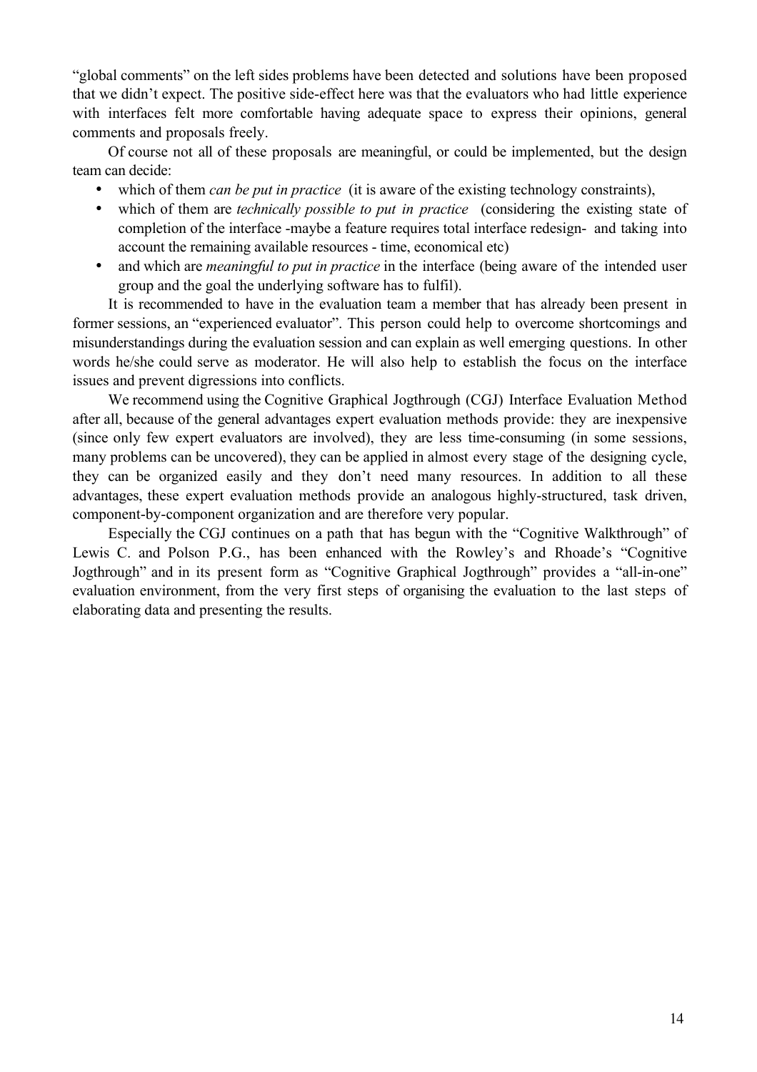"global comments" on the left sides problems have been detected and solutions have been proposed that we didn't expect. The positive side-effect here was that the evaluators who had little experience with interfaces felt more comfortable having adequate space to express their opinions, general comments and proposals freely.

Of course not all of these proposals are meaningful, or could be implemented, but the design team can decide:

- which of them *can be put in practice* (it is aware of the existing technology constraints),
- which of them are *technically possible to put in practice* (considering the existing state of completion of the interface -maybe a feature requires total interface redesign- and taking into account the remaining available resources - time, economical etc)
- and which are *meaningful to put in practice* in the interface (being aware of the intended user group and the goal the underlying software has to fulfil).

It is recommended to have in the evaluation team a member that has already been present in former sessions, an "experienced evaluator". This person could help to overcome shortcomings and misunderstandings during the evaluation session and can explain as well emerging questions. In other words he/she could serve as moderator. He will also help to establish the focus on the interface issues and prevent digressions into conflicts.

We recommend using the Cognitive Graphical Jogthrough (CGJ) Interface Evaluation Method after all, because of the general advantages expert evaluation methods provide: they are inexpensive (since only few expert evaluators are involved), they are less time-consuming (in some sessions, many problems can be uncovered), they can be applied in almost every stage of the designing cycle, they can be organized easily and they don't need many resources. In addition to all these advantages, these expert evaluation methods provide an analogous highly-structured, task driven, component-by-component organization and are therefore very popular.

Especially the CGJ continues on a path that has begun with the "Cognitive Walkthrough" of Lewis C. and Polson P.G., has been enhanced with the Rowley's and Rhoade's "Cognitive Jogthrough" and in its present form as "Cognitive Graphical Jogthrough" provides a "all-in-one" evaluation environment, from the very first steps of organising the evaluation to the last steps of elaborating data and presenting the results.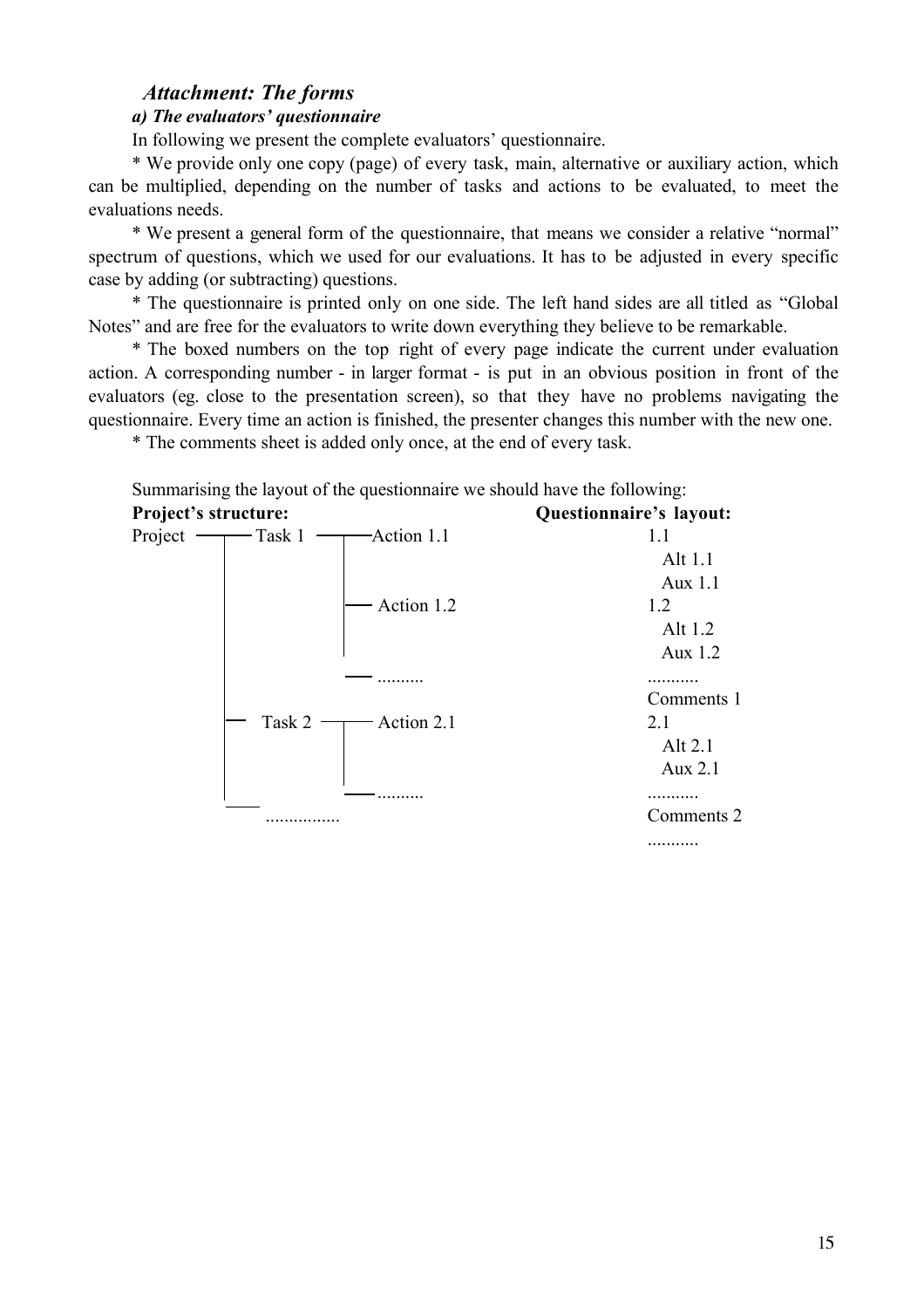## *Attachment: The forms*

### ***a) The evaluators' questionnaire***

In following we present the complete evaluators' questionnaire.

* We provide only one copy (page) of every task, main, alternative or auxiliary action, which can be multiplied, depending on the number of tasks and actions to be evaluated, to meet the evaluations needs.

* We present a general form of the questionnaire, that means we consider a relative "normal" spectrum of questions, which we used for our evaluations. It has to be adjusted in every specific case by adding (or subtracting) questions.

* The questionnaire is printed only on one side. The left hand sides are all titled as "Global Notes" and are free for the evaluators to write down everything they believe to be remarkable.

* The boxed numbers on the top right of every page indicate the current under evaluation action. A corresponding number - in larger format - is put in an obvious position in front of the evaluators (eg. close to the presentation screen), so that they have no problems navigating the questionnaire. Every time an action is finished, the presenter changes this number with the new one.

* The comments sheet is added only once, at the end of every task.

Summarising the layout of the questionnaire we should have the following:

```
Project's structure:                                   Questionnaire's layout:
Project ───┬─── Task 1 ───┬─── Action 1.1              1.1
           │              │                              Alt 1.1
           │              │                              Aux 1.1
           │              ├─── Action 1.2              1.2
           │              │                              Alt 1.2
           │              │                              Aux 1.2
           │              └─── ..........              ...........
           │                                           Comments 1
           ├─── Task 2 ───┬─── Action 2.1              2.1
           │              │                              Alt 2.1
           │              │                              Aux 2.1
           │              └─── ..........              ...........
           └─── ................                       Comments 2
                                                       ...........
```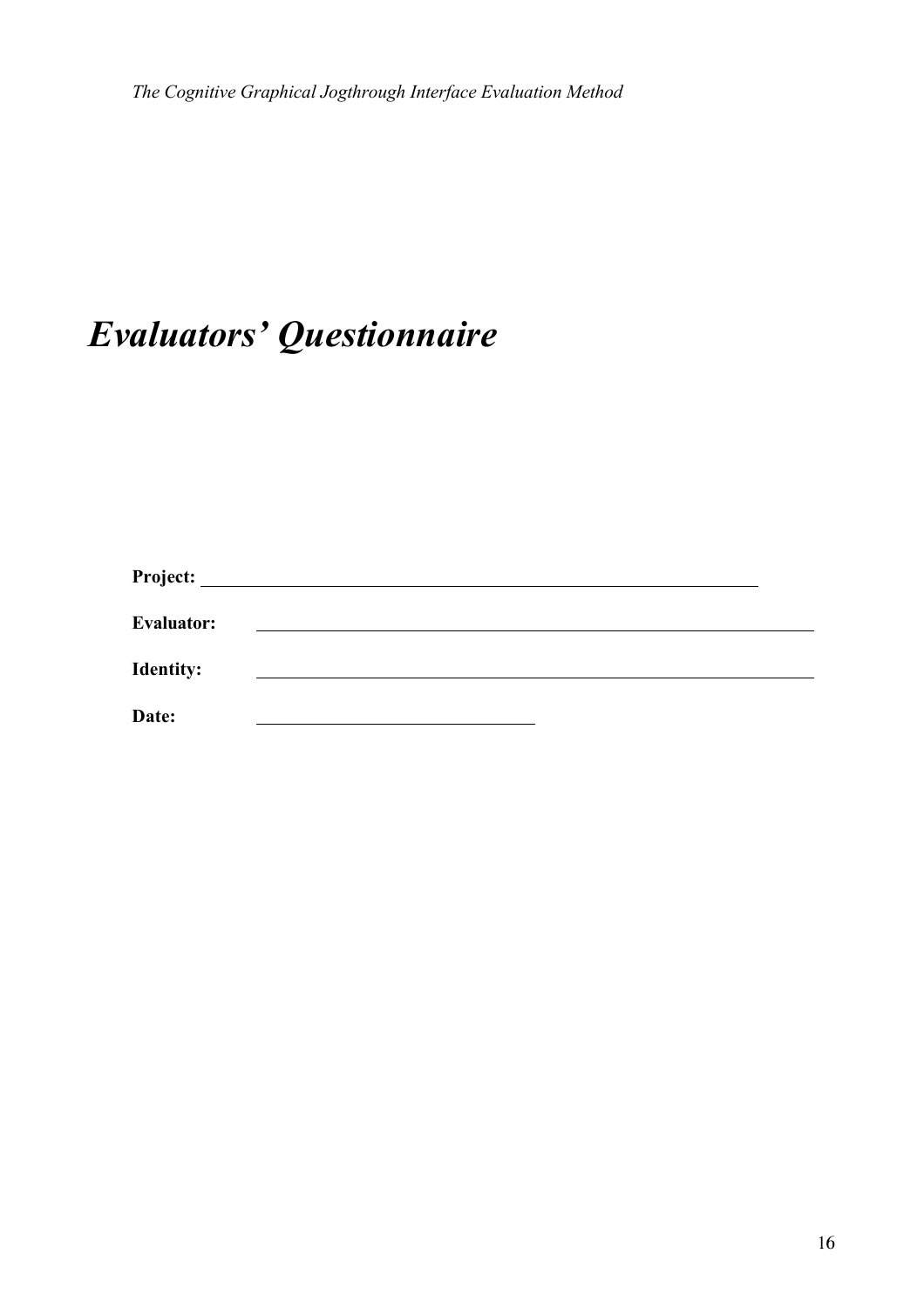# *Evaluators' Questionnaire*

**Project:** ______________________________________________

**Evaluator:** ______________________________________________

**Identity:** ______________________________________________

**Date:** ________________________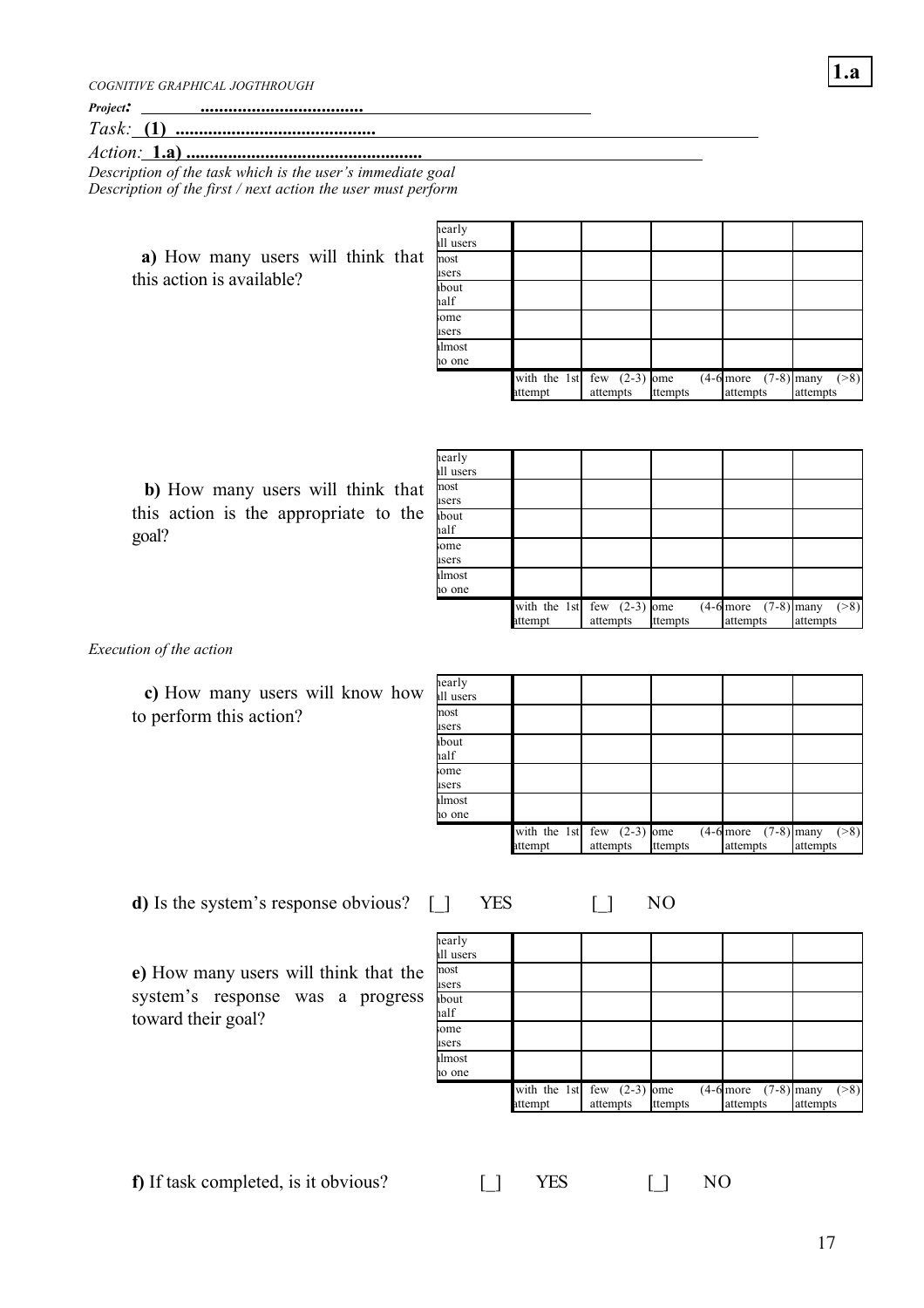*COGNITIVE GRAPHICAL JOGTHROUGH*

**1.a**

***Project:*** **...................................**

*Task:* **(1) ..........................................**

*Action:* **1.a) ..................................................**

*Description of the task which is the user's immediate goal*

*Description of the first / next action the user must perform*

**a)** How many users will think that this action is available?

| | | | | | |
|---|---|---|---|---|---|
| nearly all users | | | | | |
| most users | | | | | |
| about half | | | | | |
| some users | | | | | |
| almost no one | | | | | |
| | with the 1st attempt | few (2-3) attempts | some (4-6) attempts | more (7-8) attempts | many (>8) attempts |

**b)** How many users will think that this action is the appropriate to the goal?

| | | | | | |
|---|---|---|---|---|---|
| nearly all users | | | | | |
| most users | | | | | |
| about half | | | | | |
| some users | | | | | |
| almost no one | | | | | |
| | with the 1st attempt | few (2-3) attempts | some (4-6) attempts | more (7-8) attempts | many (>8) attempts |

*Execution of the action*

**c)** How many users will know how to perform this action?

| | | | | | |
|---|---|---|---|---|---|
| nearly all users | | | | | |
| most users | | | | | |
| about half | | | | | |
| some users | | | | | |
| almost no one | | | | | |
| | with the 1st attempt | few (2-3) attempts | some (4-6) attempts | more (7-8) attempts | many (>8) attempts |

**d)** Is the system's response obvious? [_] YES [_] NO

**e)** How many users will think that the system's response was a progress toward their goal?

| | | | | | |
|---|---|---|---|---|---|
| nearly all users | | | | | |
| most users | | | | | |
| about half | | | | | |
| some users | | | | | |
| almost no one | | | | | |
| | with the 1st attempt | few (2-3) attempts | some (4-6) attempts | more (7-8) attempts | many (>8) attempts |

**f)** If task completed, is it obvious? [_] YES [_] NO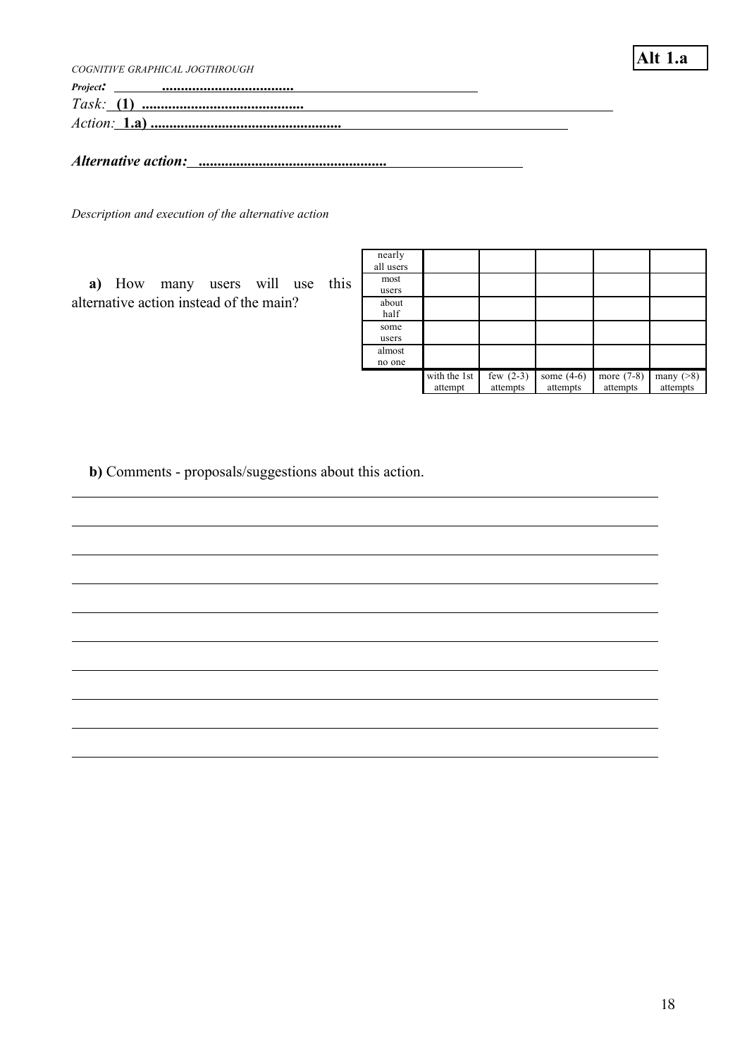**Alt 1.a**

*COGNITIVE GRAPHICAL JOGTHROUGH*

***Project:*** **.....................................**

*Task:* **(1) ............................................**

*Action:* **1.a) ....................................................**

***Alternative action:*** **....................................................**

*Description and execution of the alternative action*

**a)** How many users will use this alternative action instead of the main?

| | | | | | |
|---|---|---|---|---|---|
| nearly all users | | | | | |
| most users | | | | | |
| about half | | | | | |
| some users | | | | | |
| almost no one | | | | | |
| | with the 1st attempt | few (2-3) attempts | some (4-6) attempts | more (7-8) attempts | many (>8) attempts |

**b)** Comments - proposals/suggestions about this action.

______________________________________________________________________

______________________________________________________________________

______________________________________________________________________

______________________________________________________________________

______________________________________________________________________

______________________________________________________________________

______________________________________________________________________

______________________________________________________________________

______________________________________________________________________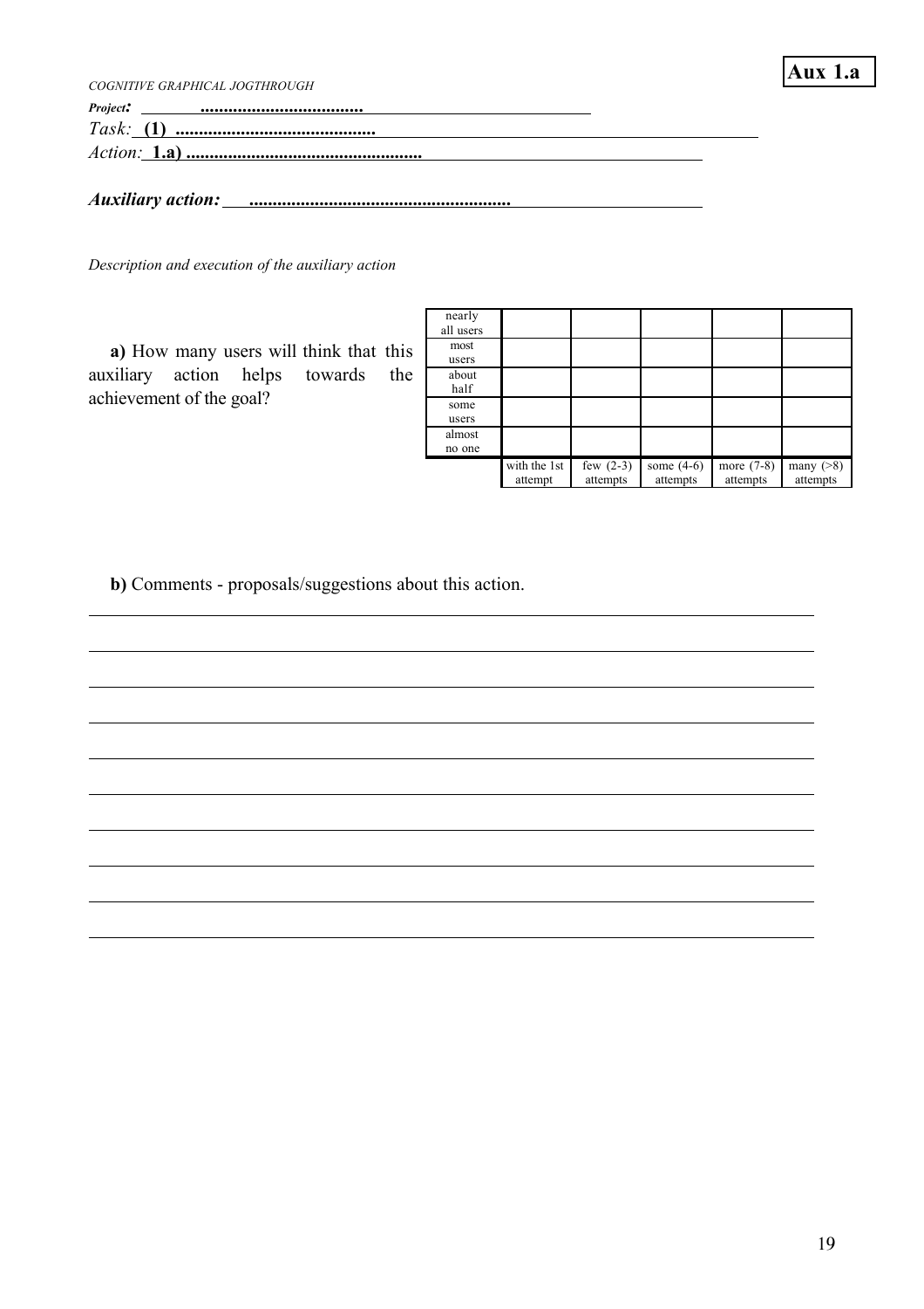**Aux 1.a**

*COGNITIVE GRAPHICAL JOGTHROUGH*

***Project:*** ....................................

*Task:* **(1)** ............................................

*Action:* **1.a)** ...................................................

***Auxiliary action:*** .........................................................

*Description and execution of the auxiliary action*

**a)** How many users will think that this auxiliary action helps towards the achievement of the goal?

| | | | | | |
|---|---|---|---|---|---|
| nearly all users | | | | | |
| most users | | | | | |
| about half | | | | | |
| some users | | | | | |
| almost no one | | | | | |
| | with the 1st attempt | few (2-3) attempts | some (4-6) attempts | more (7-8) attempts | many (>8) attempts |

**b)** Comments - proposals/suggestions about this action.

___

___

___

___

___

___

___

___

___

___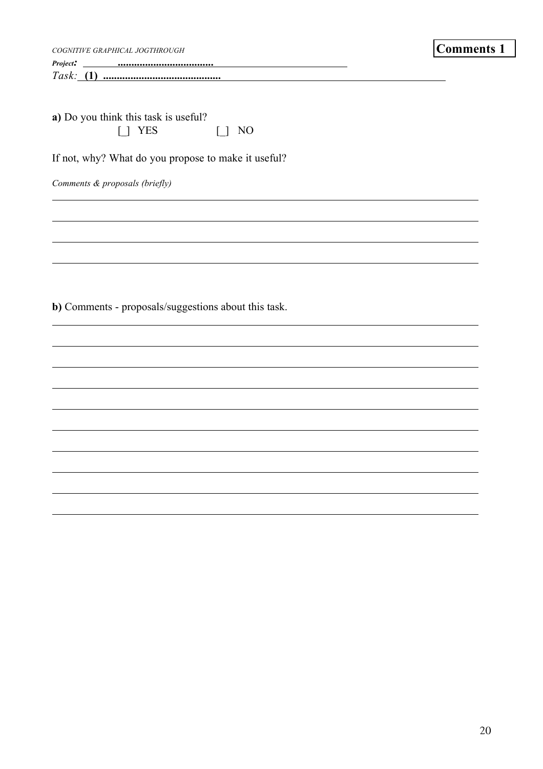*COGNITIVE GRAPHICAL JOGTHROUGH*

**Comments 1**

***Project:*** **....................................**

*Task:* **(1) ............................................**

**a)** Do you think this task is useful?

[_] YES [_] NO

If not, why? What do you propose to make it useful?

*Comments & proposals (briefly)*

______________________________________________________________________

______________________________________________________________________

______________________________________________________________________

______________________________________________________________________

**b)** Comments - proposals/suggestions about this task.

______________________________________________________________________

______________________________________________________________________

______________________________________________________________________

______________________________________________________________________

______________________________________________________________________

______________________________________________________________________

______________________________________________________________________

______________________________________________________________________

______________________________________________________________________

______________________________________________________________________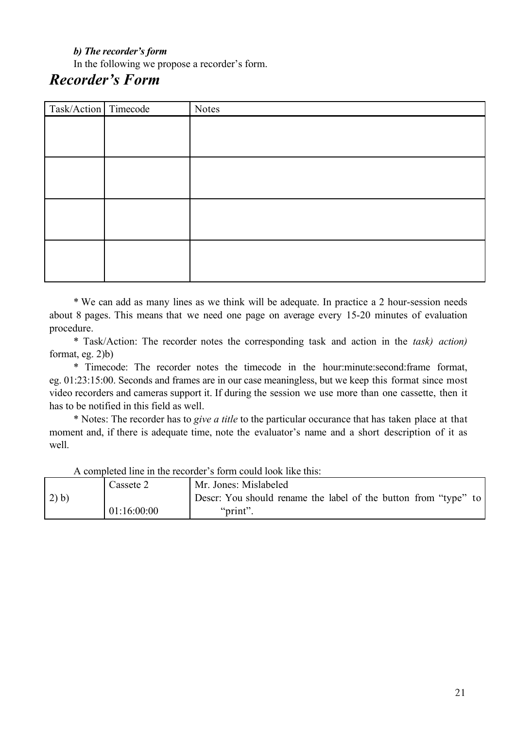*b) The recorder's form*

In the following we propose a recorder's form.

## *Recorder's Form*

| Task/Action | Timecode | Notes |
|---|---|---|
| | | |
| | | |
| | | |
| | | |

\* We can add as many lines as we think will be adequate. In practice a 2 hour-session needs about 8 pages. This means that we need one page on average every 15-20 minutes of evaluation procedure.

\* Task/Action: The recorder notes the corresponding task and action in the *task) action)* format, eg. 2)b)

\* Timecode: The recorder notes the timecode in the hour:minute:second:frame format, eg. 01:23:15:00. Seconds and frames are in our case meaningless, but we keep this format since most video recorders and cameras support it. If during the session we use more than one cassette, then it has to be notified in this field as well.

\* Notes: The recorder has to *give a title* to the particular occurance that has taken place at that moment and, if there is adequate time, note the evaluator's name and a short description of it as well.

A completed line in the recorder's form could look like this:

| | | |
|---|---|---|
| 2) b) | Cassete 2<br>01:16:00:00 | Mr. Jones: Mislabeled<br>Descr: You should rename the label of the button from "type" to "print". |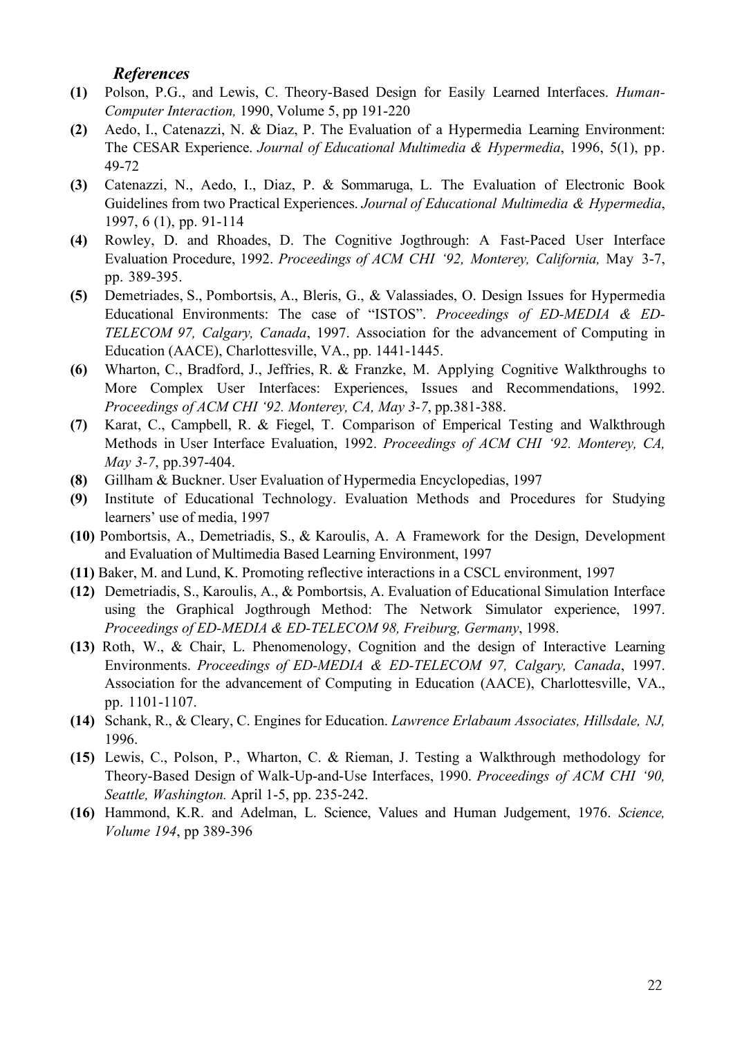### *References*

**(1)** Polson, P.G., and Lewis, C. Theory-Based Design for Easily Learned Interfaces. *Human-Computer Interaction,* 1990, Volume 5, pp 191-220

**(2)** Aedo, I., Catenazzi, N. & Diaz, P. The Evaluation of a Hypermedia Learning Environment: The CESAR Experience. *Journal of Educational Multimedia & Hypermedia*, 1996, 5(1), pp. 49-72

**(3)** Catenazzi, N., Aedo, I., Diaz, P. & Sommaruga, L. The Evaluation of Electronic Book Guidelines from two Practical Experiences. *Journal of Educational Multimedia & Hypermedia*, 1997, 6 (1), pp. 91-114

**(4)** Rowley, D. and Rhoades, D. The Cognitive Jogthrough: A Fast-Paced User Interface Evaluation Procedure, 1992. *Proceedings of ACM CHI '92, Monterey, California,* May 3-7, pp. 389-395.

**(5)** Demetriades, S., Pombortsis, A., Bleris, G., & Valassiades, O. Design Issues for Hypermedia Educational Environments: The case of "ISTOS". *Proceedings of ED-MEDIA & ED-TELECOM 97, Calgary, Canada*, 1997. Association for the advancement of Computing in Education (AACE), Charlottesville, VA., pp. 1441-1445.

**(6)** Wharton, C., Bradford, J., Jeffries, R. & Franzke, M. Applying Cognitive Walkthroughs to More Complex User Interfaces: Experiences, Issues and Recommendations, 1992. *Proceedings of ACM CHI '92. Monterey, CA, May 3-7*, pp.381-388.

**(7)** Karat, C., Campbell, R. & Fiegel, T. Comparison of Emperical Testing and Walkthrough Methods in User Interface Evaluation, 1992. *Proceedings of ACM CHI '92. Monterey, CA, May 3-7*, pp.397-404.

**(8)** Gillham & Buckner. User Evaluation of Hypermedia Encyclopedias, 1997

**(9)** Institute of Educational Technology. Evaluation Methods and Procedures for Studying learners' use of media, 1997

**(10)** Pombortsis, A., Demetriadis, S., & Karoulis, A. A Framework for the Design, Development and Evaluation of Multimedia Based Learning Environment, 1997

**(11)** Baker, M. and Lund, K. Promoting reflective interactions in a CSCL environment, 1997

**(12)** Demetriadis, S., Karoulis, A., & Pombortsis, A. Evaluation of Educational Simulation Interface using the Graphical Jogthrough Method: The Network Simulator experience, 1997. *Proceedings of ED-MEDIA & ED-TELECOM 98, Freiburg, Germany*, 1998.

**(13)** Roth, W., & Chair, L. Phenomenology, Cognition and the design of Interactive Learning Environments. *Proceedings of ED-MEDIA & ED-TELECOM 97, Calgary, Canada*, 1997. Association for the advancement of Computing in Education (AACE), Charlottesville, VA., pp. 1101-1107.

**(14)** Schank, R., & Cleary, C. Engines for Education. *Lawrence Erlabaum Associates, Hillsdale, NJ,* 1996.

**(15)** Lewis, C., Polson, P., Wharton, C. & Rieman, J. Testing a Walkthrough methodology for Theory-Based Design of Walk-Up-and-Use Interfaces, 1990. *Proceedings of ACM CHI '90, Seattle, Washington.* April 1-5, pp. 235-242.

**(16)** Hammond, K.R. and Adelman, L. Science, Values and Human Judgement, 1976. *Science, Volume 194*, pp 389-396